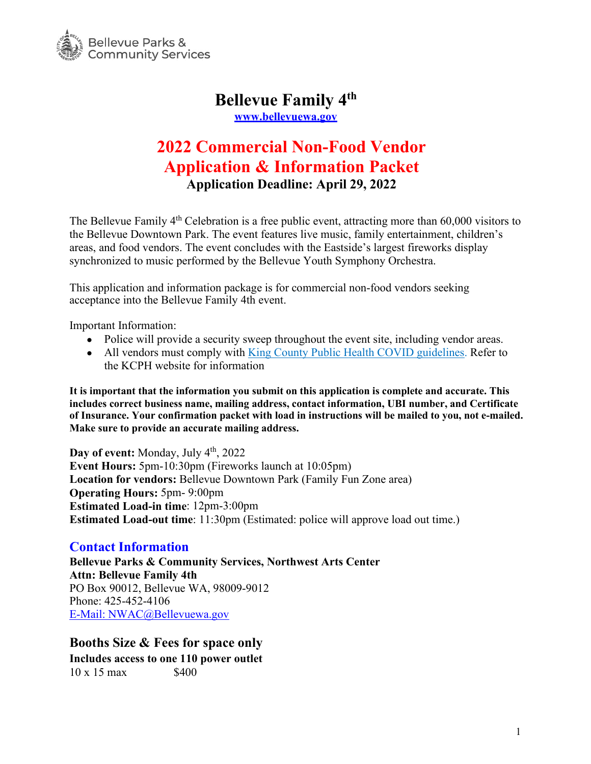Bellevue Parks & Community Services

# Bellevue Family 4th

**www.bellevuewa.gov**

## 2022 Commercial Non-Food Vendor Application & Information Packet

**Application Deadline: April 29, 2022**

The Bellevue Family 4th Celebration is a free public event, attracting more than 60,000 visitors to the Bellevue Downtown Park. The event features live music, family entertainment, children's areas, and food vendors. The event concludes with the Eastside's largest fireworks display synchronized to music performed by the Bellevue Youth Symphony Orchestra.

This application and information package is for commercial non-food vendors seeking acceptance into the Bellevue Family 4th event.

Important Information:

- Police will provide a security sweep throughout the event site, including vendor areas.
- All vendors must comply with King County Public Health COVID guidelines. Refer to the KCPH website for information

**It is important that the information you submit on this application is complete and accurate. This includes correct business name, mailing address, contact information, UBI number, and Certificate of Insurance. Your confirmation packet with load in instructions will be mailed to you, not e-mailed. Make sure to provide an accurate mailing address.**

**Day of event:** Monday, July 4th, 2022
**Event Hours:** 5pm-10:30pm (Fireworks launch at 10:05pm)
**Location for vendors:** Bellevue Downtown Park (Family Fun Zone area)
**Operating Hours:** 5pm- 9:00pm
**Estimated Load-in time**: 12pm-3:00pm
**Estimated Load-out time**: 11:30pm (Estimated: police will approve load out time.)

## Contact Information

**Bellevue Parks & Community Services, Northwest Arts Center**
**Attn: Bellevue Family 4th**
PO Box 90012, Bellevue WA, 98009-9012
Phone: 425-452-4106
E-Mail: NWAC@Bellevuewa.gov

## Booths Size & Fees for space only

**Includes access to one 110 power outlet**

10 x 15 max $400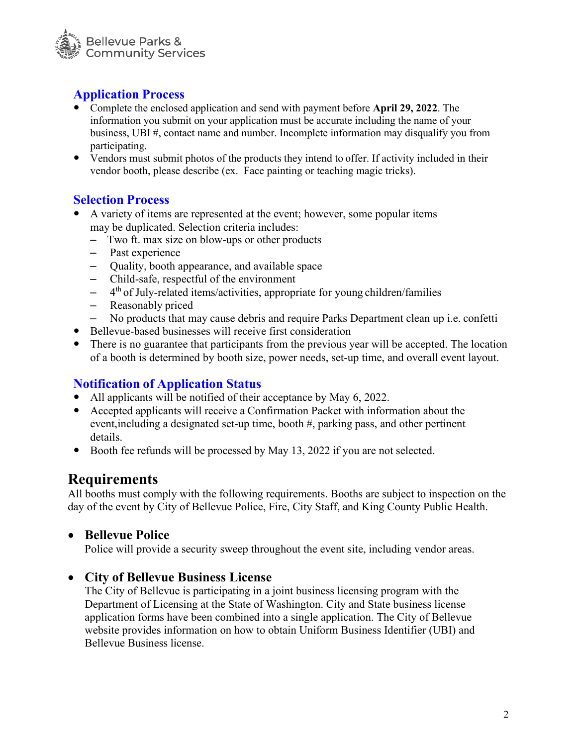## Application Process

- Complete the enclosed application and send with payment before **April 29, 2022**. The information you submit on your application must be accurate including the name of your business, UBI #, contact name and number. Incomplete information may disqualify you from participating.
- Vendors must submit photos of the products they intend to offer. If activity included in their vendor booth, please describe (ex. Face painting or teaching magic tricks).

## Selection Process

- A variety of items are represented at the event; however, some popular items may be duplicated. Selection criteria includes:
  - Two ft. max size on blow-ups or other products
  - Past experience
  - Quality, booth appearance, and available space
  - Child-safe, respectful of the environment
  - 4th of July-related items/activities, appropriate for young children/families
  - Reasonably priced
  - No products that may cause debris and require Parks Department clean up i.e. confetti
- Bellevue-based businesses will receive first consideration
- There is no guarantee that participants from the previous year will be accepted. The location of a booth is determined by booth size, power needs, set-up time, and overall event layout.

## Notification of Application Status

- All applicants will be notified of their acceptance by May 6, 2022.
- Accepted applicants will receive a Confirmation Packet with information about the event,including a designated set-up time, booth #, parking pass, and other pertinent details.
- Booth fee refunds will be processed by May 13, 2022 if you are not selected.

# Requirements

All booths must comply with the following requirements. Booths are subject to inspection on the day of the event by City of Bellevue Police, Fire, City Staff, and King County Public Health.

- **Bellevue Police**

  Police will provide a security sweep throughout the event site, including vendor areas.

- **City of Bellevue Business License**

  The City of Bellevue is participating in a joint business licensing program with the Department of Licensing at the State of Washington. City and State business license application forms have been combined into a single application. The City of Bellevue website provides information on how to obtain Uniform Business Identifier (UBI) and Bellevue Business license.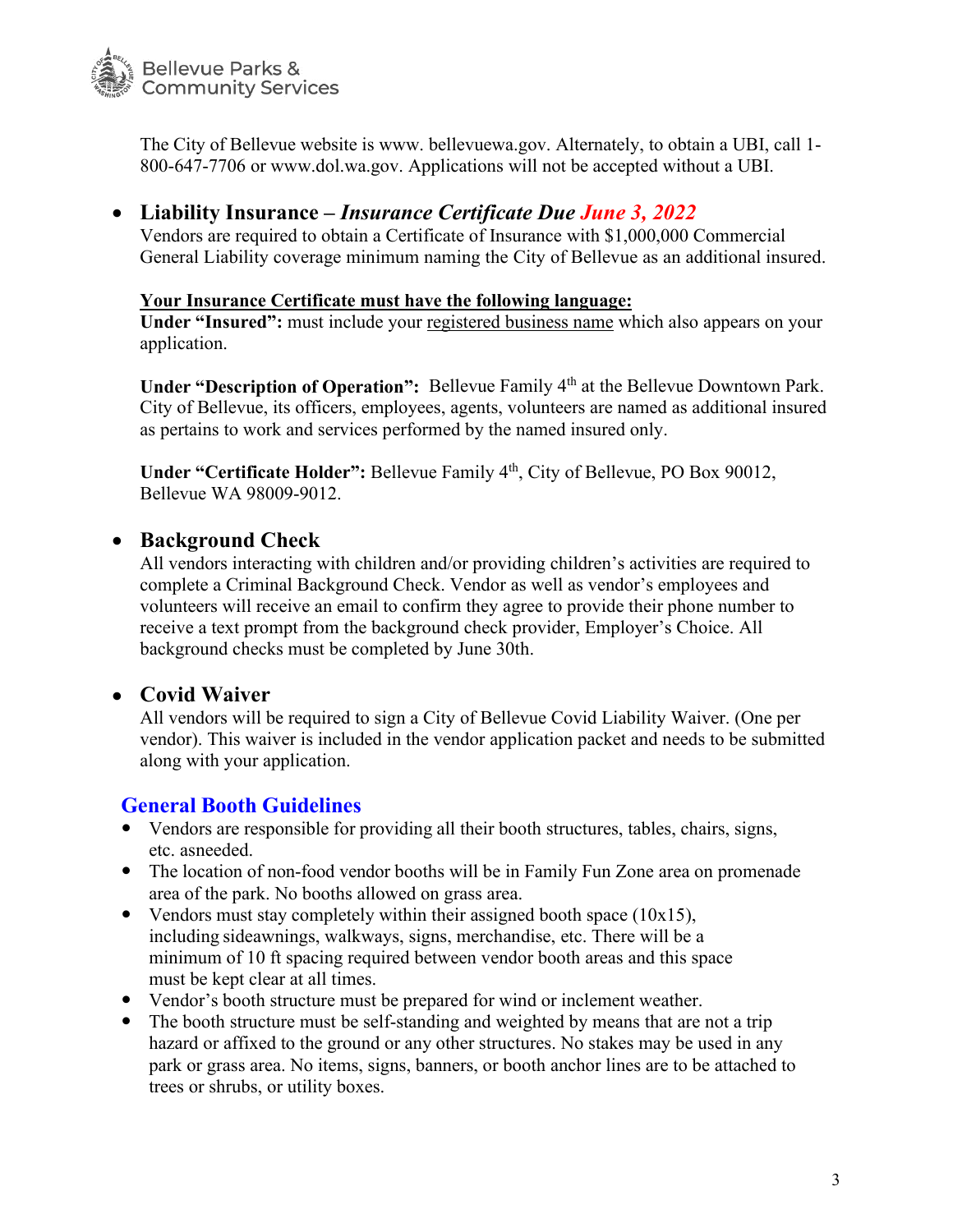The City of Bellevue website is www. bellevuewa.gov. Alternately, to obtain a UBI, call 1-800-647-7706 or www.dol.wa.gov. Applications will not be accepted without a UBI.

- **Liability Insurance –** ***Insurance Certificate Due June 3, 2022***
  Vendors are required to obtain a Certificate of Insurance with $1,000,000 Commercial General Liability coverage minimum naming the City of Bellevue as an additional insured.

  **Your Insurance Certificate must have the following language:**
  **Under "Insured":** must include your registered business name which also appears on your application.

  **Under "Description of Operation":** Bellevue Family 4th at the Bellevue Downtown Park. City of Bellevue, its officers, employees, agents, volunteers are named as additional insured as pertains to work and services performed by the named insured only.

  **Under "Certificate Holder":** Bellevue Family 4th, City of Bellevue, PO Box 90012, Bellevue WA 98009-9012.

- **Background Check**
  All vendors interacting with children and/or providing children's activities are required to complete a Criminal Background Check. Vendor as well as vendor's employees and volunteers will receive an email to confirm they agree to provide their phone number to receive a text prompt from the background check provider, Employer's Choice. All background checks must be completed by June 30th.

- **Covid Waiver**
  All vendors will be required to sign a City of Bellevue Covid Liability Waiver. (One per vendor). This waiver is included in the vendor application packet and needs to be submitted along with your application.

## General Booth Guidelines

- Vendors are responsible for providing all their booth structures, tables, chairs, signs, etc. asneeded.
- The location of non-food vendor booths will be in Family Fun Zone area on promenade area of the park. No booths allowed on grass area.
- Vendors must stay completely within their assigned booth space (10x15), including sideawnings, walkways, signs, merchandise, etc. There will be a minimum of 10 ft spacing required between vendor booth areas and this space must be kept clear at all times.
- Vendor's booth structure must be prepared for wind or inclement weather.
- The booth structure must be self-standing and weighted by means that are not a trip hazard or affixed to the ground or any other structures. No stakes may be used in any park or grass area. No items, signs, banners, or booth anchor lines are to be attached to trees or shrubs, or utility boxes.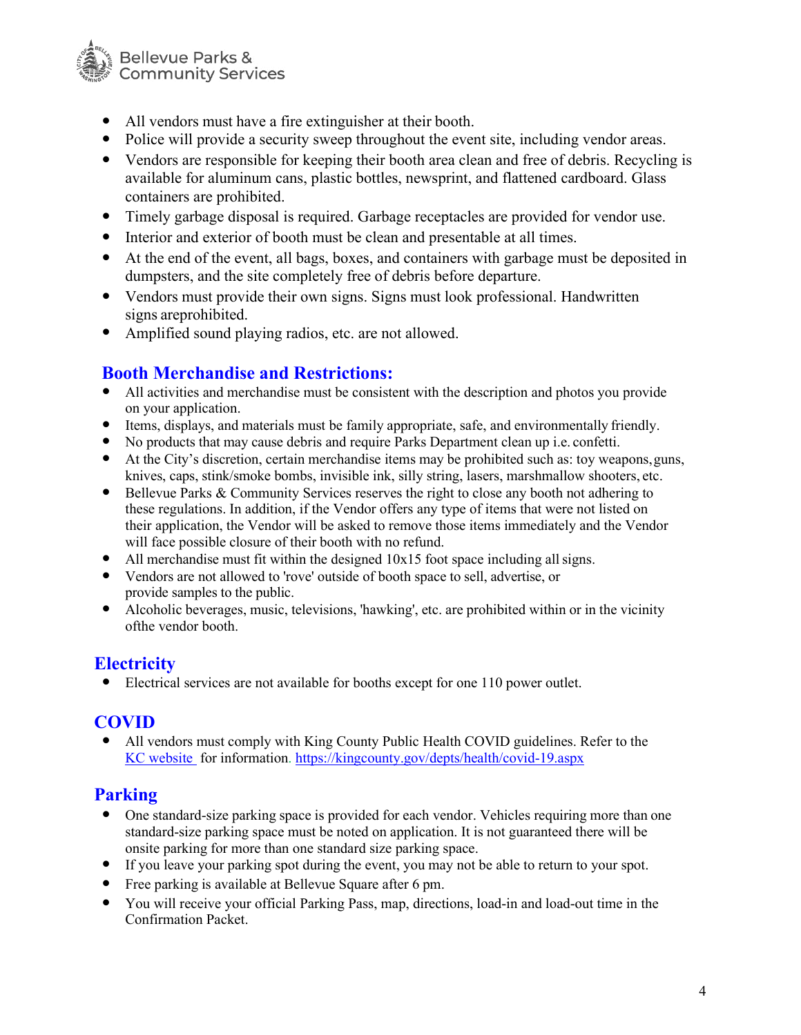- All vendors must have a fire extinguisher at their booth.
- Police will provide a security sweep throughout the event site, including vendor areas.
- Vendors are responsible for keeping their booth area clean and free of debris. Recycling is available for aluminum cans, plastic bottles, newsprint, and flattened cardboard. Glass containers are prohibited.
- Timely garbage disposal is required. Garbage receptacles are provided for vendor use.
- Interior and exterior of booth must be clean and presentable at all times.
- At the end of the event, all bags, boxes, and containers with garbage must be deposited in dumpsters, and the site completely free of debris before departure.
- Vendors must provide their own signs. Signs must look professional. Handwritten signs areprohibited.
- Amplified sound playing radios, etc. are not allowed.

## Booth Merchandise and Restrictions:

- All activities and merchandise must be consistent with the description and photos you provide on your application.
- Items, displays, and materials must be family appropriate, safe, and environmentally friendly.
- No products that may cause debris and require Parks Department clean up i.e. confetti.
- At the City's discretion, certain merchandise items may be prohibited such as: toy weapons, guns, knives, caps, stink/smoke bombs, invisible ink, silly string, lasers, marshmallow shooters, etc.
- Bellevue Parks & Community Services reserves the right to close any booth not adhering to these regulations. In addition, if the Vendor offers any type of items that were not listed on their application, the Vendor will be asked to remove those items immediately and the Vendor will face possible closure of their booth with no refund.
- All merchandise must fit within the designed 10x15 foot space including all signs.
- Vendors are not allowed to 'rove' outside of booth space to sell, advertise, or provide samples to the public.
- Alcoholic beverages, music, televisions, 'hawking', etc. are prohibited within or in the vicinity ofthe vendor booth.

## Electricity

- Electrical services are not available for booths except for one 110 power outlet.

## COVID

- All vendors must comply with King County Public Health COVID guidelines. Refer to the [KC website](https://kingcounty.gov/depts/health/covid-19.aspx) for information. https://kingcounty.gov/depts/health/covid-19.aspx

## Parking

- One standard-size parking space is provided for each vendor. Vehicles requiring more than one standard-size parking space must be noted on application. It is not guaranteed there will be onsite parking for more than one standard size parking space.
- If you leave your parking spot during the event, you may not be able to return to your spot.
- Free parking is available at Bellevue Square after 6 pm.
- You will receive your official Parking Pass, map, directions, load-in and load-out time in the Confirmation Packet.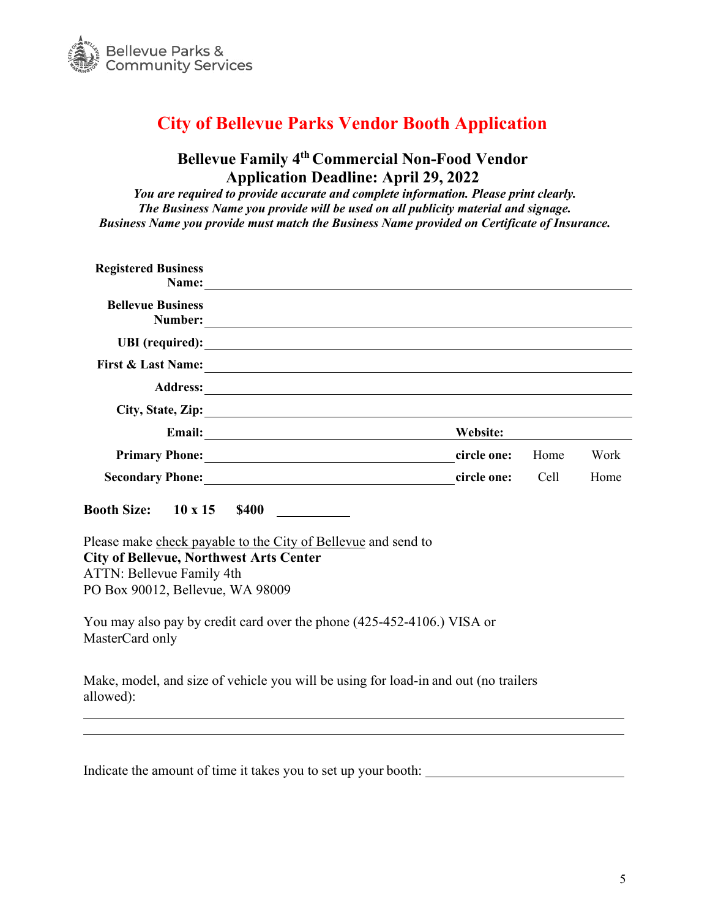Bellevue Parks & Community Services

# City of Bellevue Parks Vendor Booth Application

## Bellevue Family 4th Commercial Non-Food Vendor
## Application Deadline: April 29, 2022

***You are required to provide accurate and complete information. Please print clearly.***
***The Business Name you provide will be used on all publicity material and signage.***
***Business Name you provide must match the Business Name provided on Certificate of Insurance.***

**Registered Business Name:** ____________________________________________

**Bellevue Business Number:** ____________________________________________

**UBI (required):** ____________________________________________

**First & Last Name:** ____________________________________________

**Address:** ____________________________________________

**City, State, Zip:** ____________________________________________

**Email:** ______________________ **Website:** ______________________

**Primary Phone:** ______________________ **circle one:** Home Work

**Secondary Phone:** ______________________ **circle one:** Cell Home

**Booth Size:** **10 x 15** **$400** __________

Please make check payable to the City of Bellevue and send to
**City of Bellevue, Northwest Arts Center**
ATTN: Bellevue Family 4th
PO Box 90012, Bellevue, WA 98009

You may also pay by credit card over the phone (425-452-4106.) VISA or MasterCard only

Make, model, and size of vehicle you will be using for load-in and out (no trailers allowed):

____________________________________________

____________________________________________

Indicate the amount of time it takes you to set up your booth: ______________________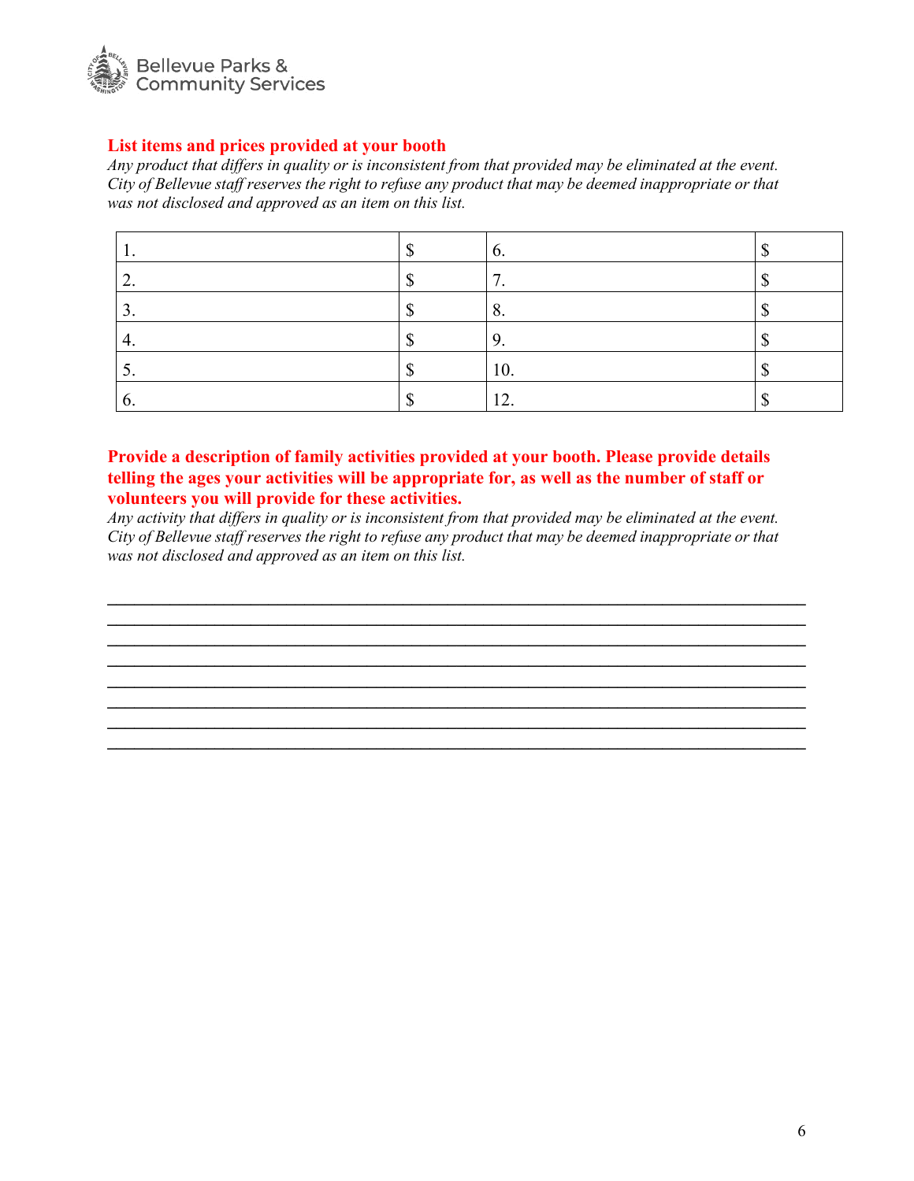## List items and prices provided at your booth

*Any product that differs in quality or is inconsistent from that provided may be eliminated at the event. City of Bellevue staff reserves the right to refuse any product that may be deemed inappropriate or that was not disclosed and approved as an item on this list.*

| 1. | $ | 6. | $ |
|---|---|---|---|
| 2. | $ | 7. | $ |
| 3. | $ | 8. | $ |
| 4. | $ | 9. | $ |
| 5. | $ | 10. | $ |
| 6. | $ | 12. | $ |

## Provide a description of family activities provided at your booth. Please provide details telling the ages your activities will be appropriate for, as well as the number of staff or volunteers you will provide for these activities.

*Any activity that differs in quality or is inconsistent from that provided may be eliminated at the event. City of Bellevue staff reserves the right to refuse any product that may be deemed inappropriate or that was not disclosed and approved as an item on this list.*

________________________________________________________________________________
________________________________________________________________________________
________________________________________________________________________________
________________________________________________________________________________
________________________________________________________________________________
________________________________________________________________________________
________________________________________________________________________________
________________________________________________________________________________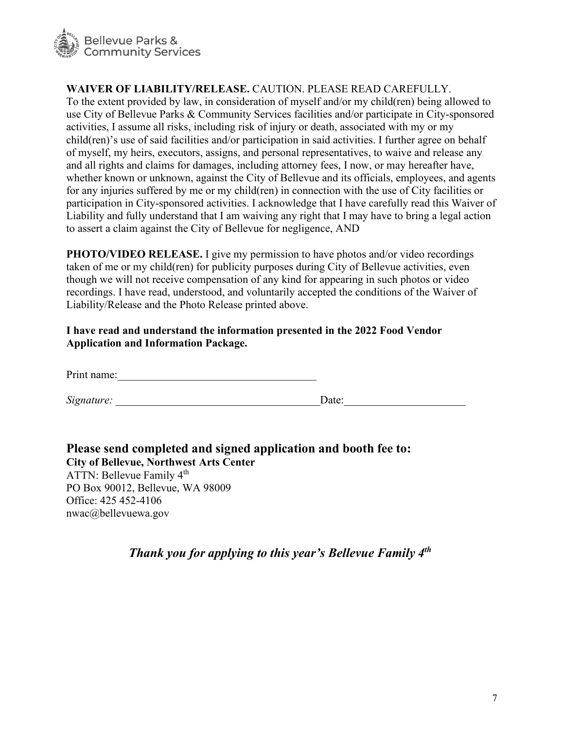**WAIVER OF LIABILITY/RELEASE.** CAUTION. PLEASE READ CAREFULLY.
To the extent provided by law, in consideration of myself and/or my child(ren) being allowed to use City of Bellevue Parks & Community Services facilities and/or participate in City-sponsored activities, I assume all risks, including risk of injury or death, associated with my or my child(ren)'s use of said facilities and/or participation in said activities. I further agree on behalf of myself, my heirs, executors, assigns, and personal representatives, to waive and release any and all rights and claims for damages, including attorney fees, I now, or may hereafter have, whether known or unknown, against the City of Bellevue and its officials, employees, and agents for any injuries suffered by me or my child(ren) in connection with the use of City facilities or participation in City-sponsored activities. I acknowledge that I have carefully read this Waiver of Liability and fully understand that I am waiving any right that I may have to bring a legal action to assert a claim against the City of Bellevue for negligence, AND

**PHOTO/VIDEO RELEASE.** I give my permission to have photos and/or video recordings taken of me or my child(ren) for publicity purposes during City of Bellevue activities, even though we will not receive compensation of any kind for appearing in such photos or video recordings. I have read, understood, and voluntarily accepted the conditions of the Waiver of Liability/Release and the Photo Release printed above.

**I have read and understand the information presented in the 2022 Food Vendor Application and Information Package.**

Print name:____________________________________

*Signature:* _____________________________________Date:______________________

## Please send completed and signed application and booth fee to:

**City of Bellevue, Northwest Arts Center**
ATTN: Bellevue Family 4th
PO Box 90012, Bellevue, WA 98009
Office: 425 452-4106
nwac@bellevuewa.gov

### *Thank you for applying to this year's Bellevue Family 4th*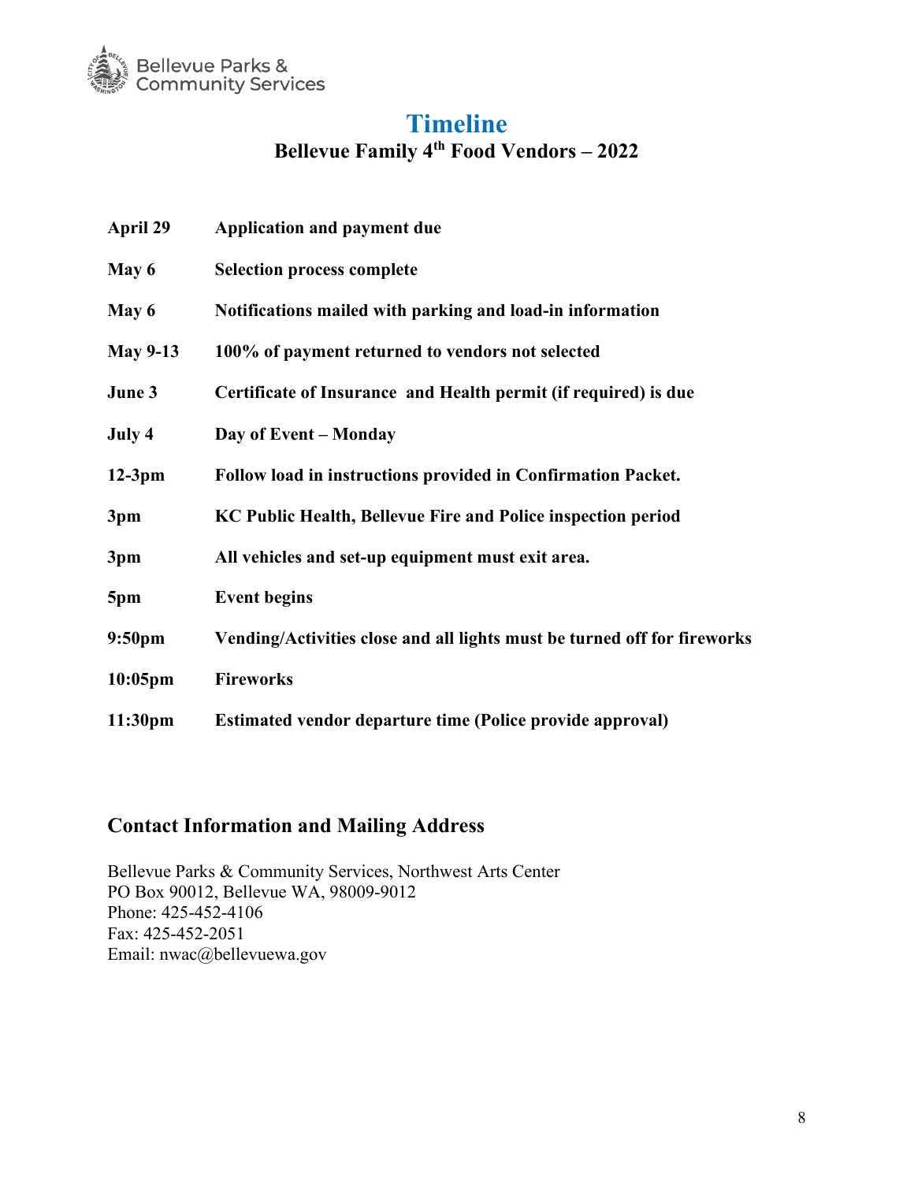# Timeline

## Bellevue Family 4th Food Vendors – 2022

| | |
|---|---|
| **April 29** | **Application and payment due** |
| **May 6** | **Selection process complete** |
| **May 6** | **Notifications mailed with parking and load-in information** |
| **May 9-13** | **100% of payment returned to vendors not selected** |
| **June 3** | **Certificate of Insurance and Health permit (if required) is due** |
| **July 4** | **Day of Event – Monday** |
| **12-3pm** | **Follow load in instructions provided in Confirmation Packet.** |
| **3pm** | **KC Public Health, Bellevue Fire and Police inspection period** |
| **3pm** | **All vehicles and set-up equipment must exit area.** |
| **5pm** | **Event begins** |
| **9:50pm** | **Vending/Activities close and all lights must be turned off for fireworks** |
| **10:05pm** | **Fireworks** |
| **11:30pm** | **Estimated vendor departure time (Police provide approval)** |

## Contact Information and Mailing Address

Bellevue Parks & Community Services, Northwest Arts Center
PO Box 90012, Bellevue WA, 98009-9012
Phone: 425-452-4106
Fax: 425-452-2051
Email: nwac@bellevuewa.gov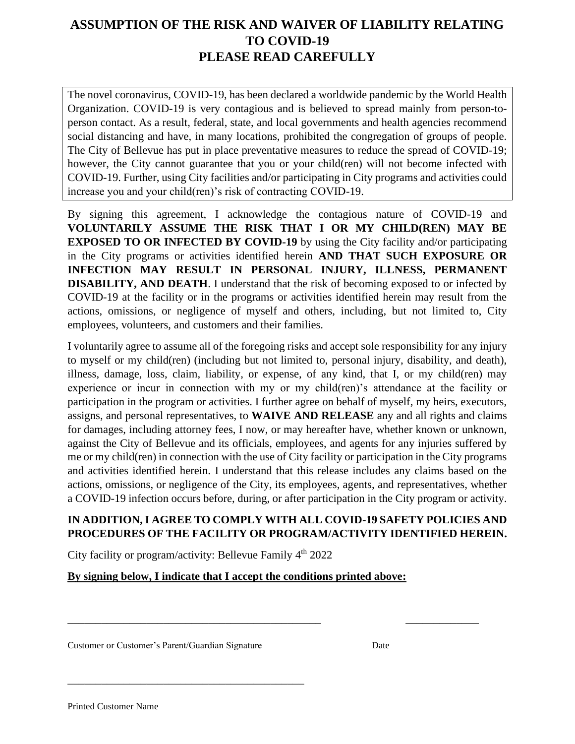# ASSUMPTION OF THE RISK AND WAIVER OF LIABILITY RELATING TO COVID-19
# PLEASE READ CAREFULLY

The novel coronavirus, COVID-19, has been declared a worldwide pandemic by the World Health Organization. COVID-19 is very contagious and is believed to spread mainly from person-to-person contact. As a result, federal, state, and local governments and health agencies recommend social distancing and have, in many locations, prohibited the congregation of groups of people. The City of Bellevue has put in place preventative measures to reduce the spread of COVID-19; however, the City cannot guarantee that you or your child(ren) will not become infected with COVID-19. Further, using City facilities and/or participating in City programs and activities could increase you and your child(ren)'s risk of contracting COVID-19.

By signing this agreement, I acknowledge the contagious nature of COVID-19 and **VOLUNTARILY ASSUME THE RISK THAT I OR MY CHILD(REN) MAY BE EXPOSED TO OR INFECTED BY COVID-19** by using the City facility and/or participating in the City programs or activities identified herein **AND THAT SUCH EXPOSURE OR INFECTION MAY RESULT IN PERSONAL INJURY, ILLNESS, PERMANENT DISABILITY, AND DEATH**. I understand that the risk of becoming exposed to or infected by COVID-19 at the facility or in the programs or activities identified herein may result from the actions, omissions, or negligence of myself and others, including, but not limited to, City employees, volunteers, and customers and their families.

I voluntarily agree to assume all of the foregoing risks and accept sole responsibility for any injury to myself or my child(ren) (including but not limited to, personal injury, disability, and death), illness, damage, loss, claim, liability, or expense, of any kind, that I, or my child(ren) may experience or incur in connection with my or my child(ren)'s attendance at the facility or participation in the program or activities. I further agree on behalf of myself, my heirs, executors, assigns, and personal representatives, to **WAIVE AND RELEASE** any and all rights and claims for damages, including attorney fees, I now, or may hereafter have, whether known or unknown, against the City of Bellevue and its officials, employees, and agents for any injuries suffered by me or my child(ren) in connection with the use of City facility or participation in the City programs and activities identified herein. I understand that this release includes any claims based on the actions, omissions, or negligence of the City, its employees, agents, and representatives, whether a COVID-19 infection occurs before, during, or after participation in the City program or activity.

**IN ADDITION, I AGREE TO COMPLY WITH ALL COVID-19 SAFETY POLICIES AND PROCEDURES OF THE FACILITY OR PROGRAM/ACTIVITY IDENTIFIED HEREIN.**

City facility or program/activity: Bellevue Family 4th 2022

**By signing below, I indicate that I accept the conditions printed above:**

_______________________________________________ _____________

Customer or Customer's Parent/Guardian Signature Date

_______________________________________________

Printed Customer Name